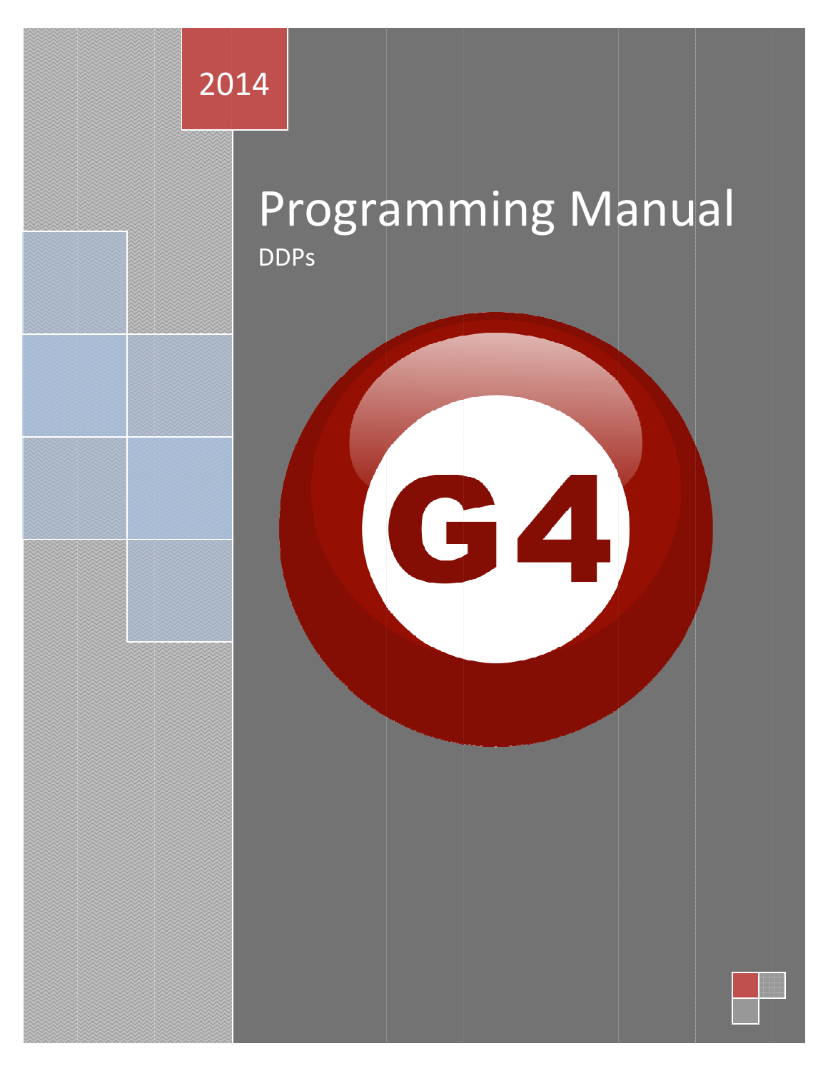2014

# Programming Manual

DDPs

G4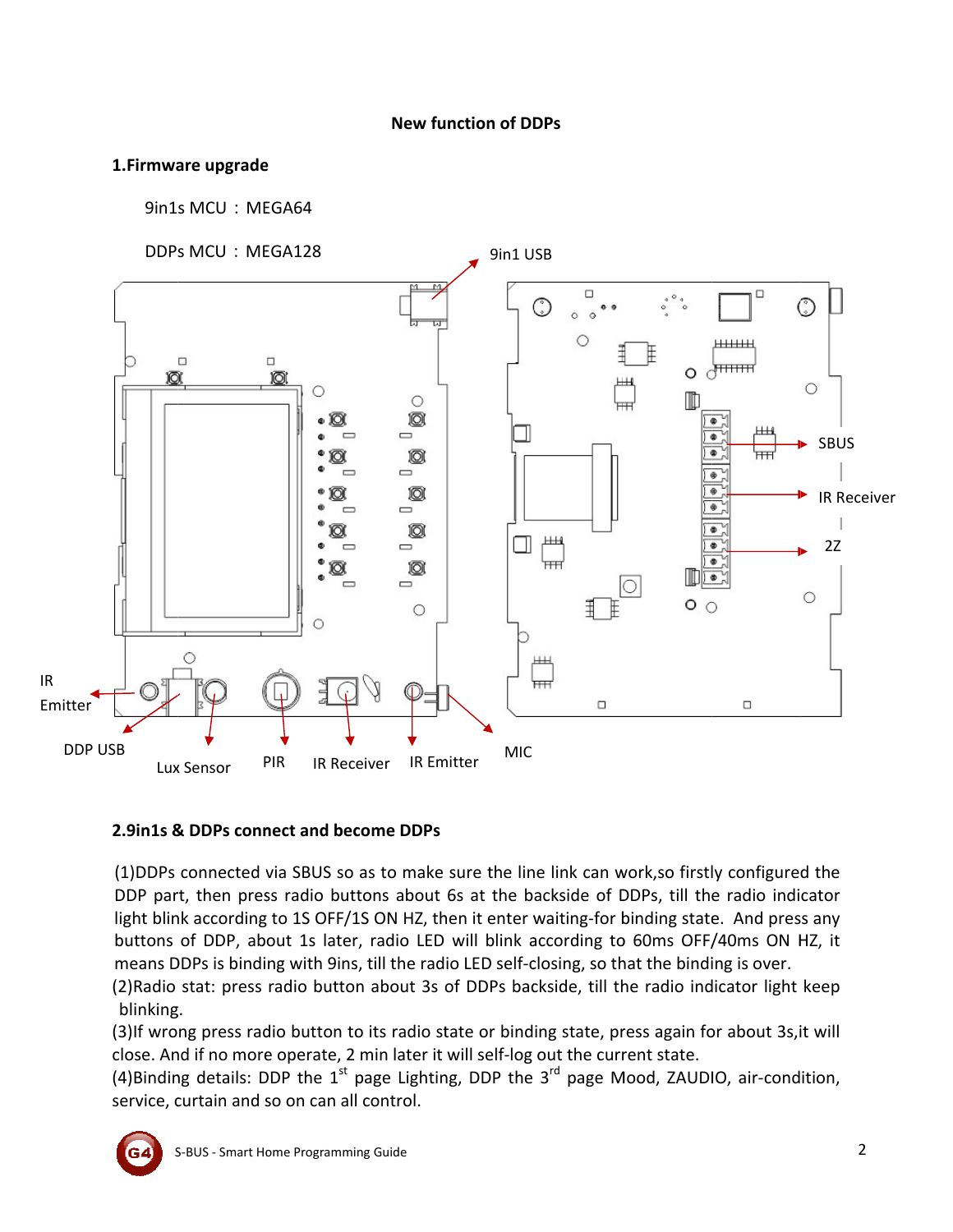# New function of DDPs

## 1.Firmware upgrade

9in1s MCU：MEGA64

DDPs MCU：MEGA128

9in1 USB

SBUS

IR Receiver

2Z

IR Emitter

DDP USB

Lux Sensor

PIR

IR Receiver

IR Emitter

MIC

## 2.9in1s & DDPs connect and become DDPs

(1)DDPs connected via SBUS so as to make sure the line link can work,so firstly configured the DDP part, then press radio buttons about 6s at the backside of DDPs, till the radio indicator light blink according to 1S OFF/1S ON HZ, then it enter waiting-for binding state. And press any buttons of DDP, about 1s later, radio LED will blink according to 60ms OFF/40ms ON HZ, it means DDPs is binding with 9ins, till the radio LED self-closing, so that the binding is over.

(2)Radio stat: press radio button about 3s of DDPs backside, till the radio indicator light keep blinking.

(3)If wrong press radio button to its radio state or binding state, press again for about 3s,it will close. And if no more operate, 2 min later it will self-log out the current state.

(4)Binding details: DDP the 1st page Lighting, DDP the 3rd page Mood, ZAUDIO, air-condition, service, curtain and so on can all control.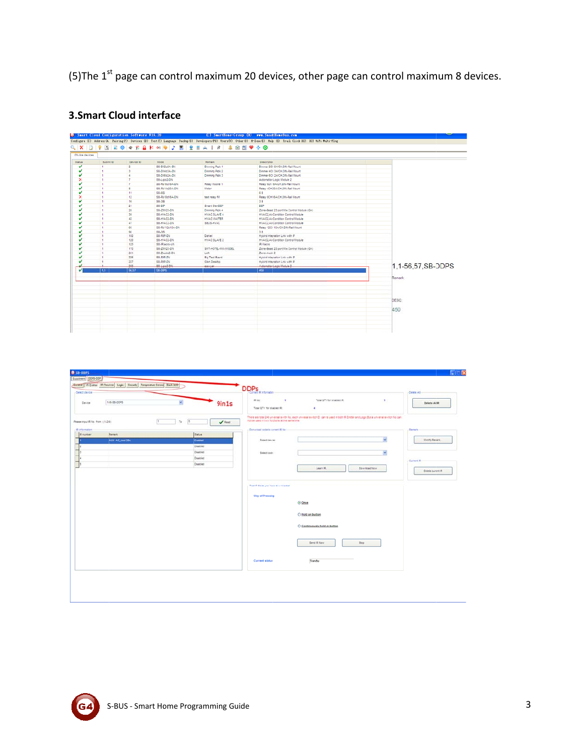(5)The 1st page can control maximum 20 devices, other page can control maximum 8 devices.

## 3.Smart Cloud interface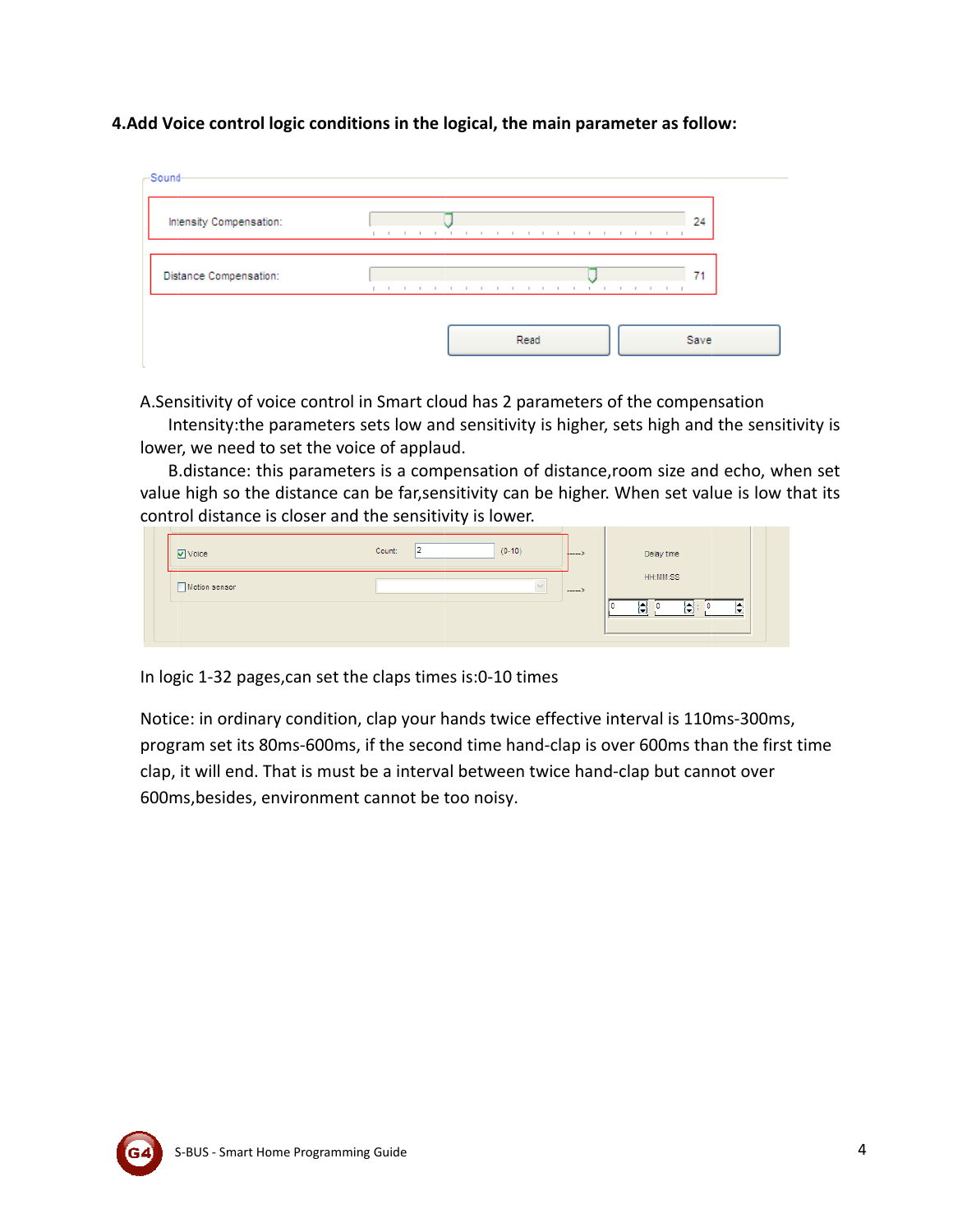**4.Add Voice control logic conditions in the logical, the main parameter as follow:**

Sound

Intensity Compensation: 24

Distance Compensation: 71

Read Save

A.Sensitivity of voice control in Smart cloud has 2 parameters of the compensation

Intensity:the parameters sets low and sensitivity is higher, sets high and the sensitivity is lower, we need to set the voice of applaud.

B.distance: this parameters is a compensation of distance,room size and echo, when set value high so the distance can be far,sensitivity can be higher. When set value is low that its control distance is closer and the sensitivity is lower.

Voice Count: 2 (0-10) Delay time HH:MM:SS

Motion sensor

In logic 1-32 pages,can set the claps times is:0-10 times

Notice: in ordinary condition, clap your hands twice effective interval is 110ms-300ms, program set its 80ms-600ms, if the second time hand-clap is over 600ms than the first time clap, it will end. That is must be a interval between twice hand-clap but cannot over 600ms,besides, environment cannot be too noisy.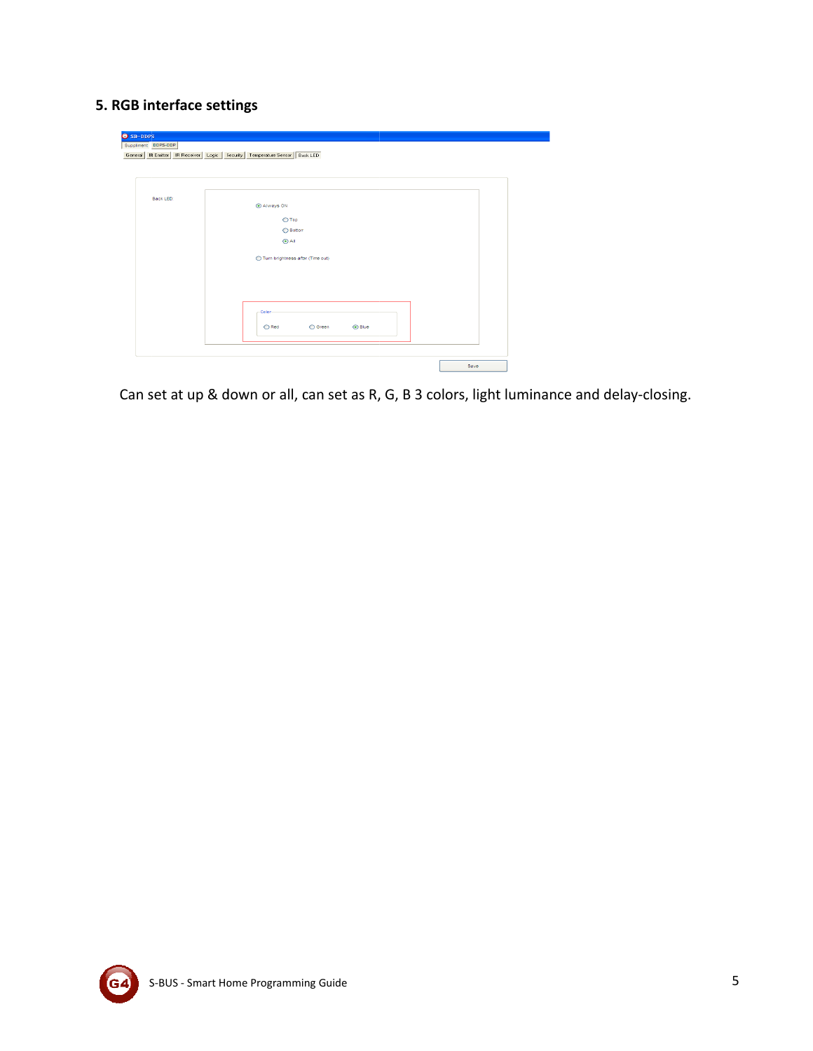### 5. RGB interface settings

Can set at up & down or all, can set as R, G, B 3 colors, light luminance and delay-closing.